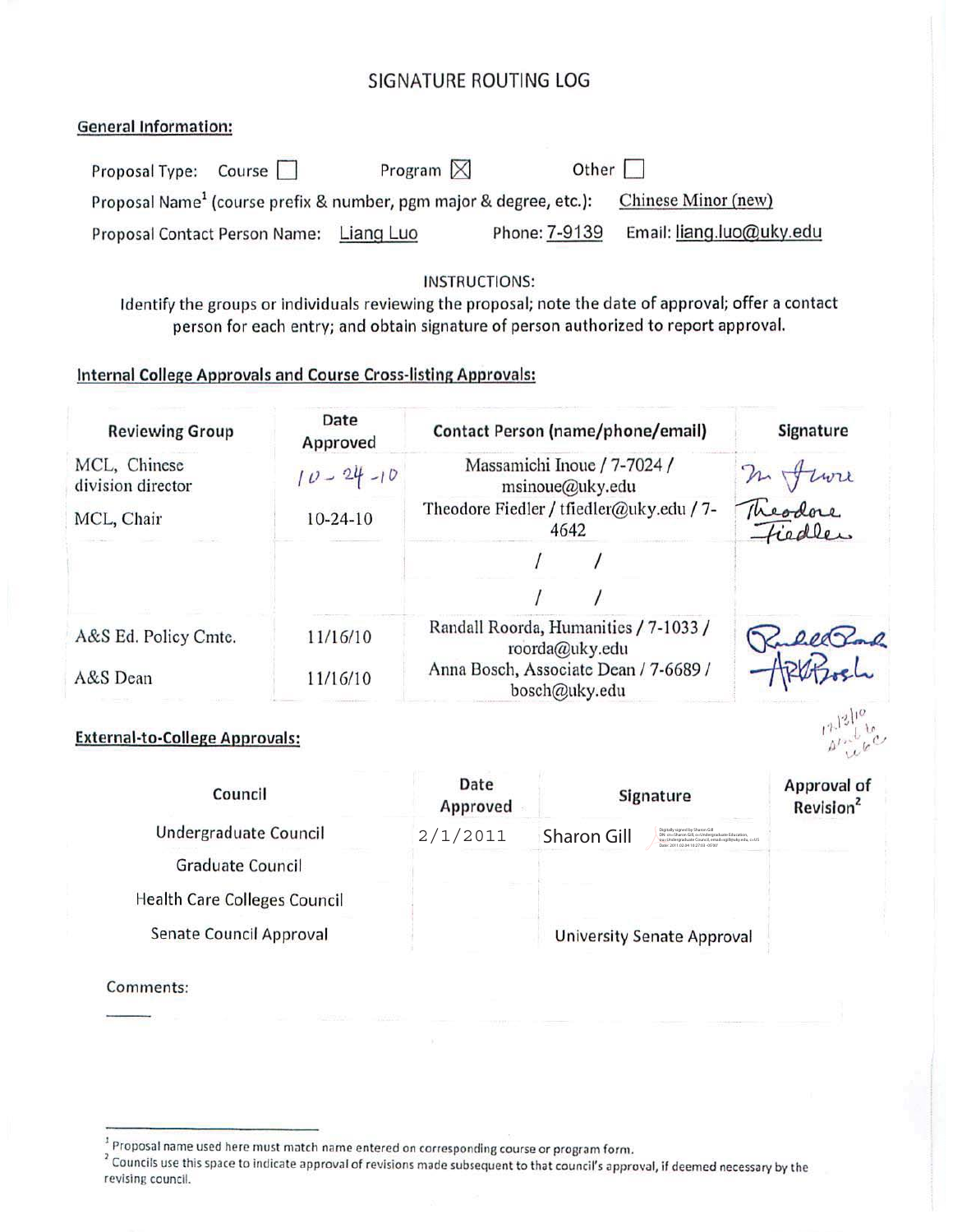# SIGNATURE ROUTING LOG

**General Information:**

Proposal Type: Course ☐ Program ☒ Other ☐

Proposal Name[1] (course prefix & number, pgm major & degree, etc.): Chinese Minor (new)

Proposal Contact Person Name: Liang Luo Phone: 7-9139 Email: liang.luo@uky.edu

INSTRUCTIONS:

Identify the groups or individuals reviewing the proposal; note the date of approval; offer a contact person for each entry; and obtain signature of person authorized to report approval.

**Internal College Approvals and Course Cross-listing Approvals:**

| Reviewing Group | Date Approved | Contact Person (name/phone/email) | Signature |
|---|---|---|---|
| MCL, Chinese division director | 10-24-10 | Massamichi Inoue / 7-7024 / msinoue@uky.edu | M Inoue |
| MCL, Chair | 10-24-10 | Theodore Fiedler / tfiedler@uky.edu / 7-4642 | Theodore Fiedler |
| | | / / | |
| | | / / | |
| A&S Ed. Policy Cmte. | 11/16/10 | Randall Roorda, Humanities / 7-1033 / roorda@uky.edu | Randall Roorda |
| A&S Dean | 11/16/10 | Anna Bosch, Associate Dean / 7-6689 / bosch@uky.edu | ARBosch |

12/3/10 sent to UGC

**External-to-College Approvals:**

| Council | Date Approved | Signature | Approval of Revision[2] |
|---|---|---|---|
| Undergraduate Council | 2/1/2011 | Sharon Gill | |
| Graduate Council | | | |
| Health Care Colleges Council | | | |
| Senate Council Approval | | University Senate Approval | |

Comments:

---

[1] Proposal name used here must match name entered on corresponding course or program form.

[2] Councils use this space to indicate approval of revisions made subsequent to that council's approval, if deemed necessary by the revising council.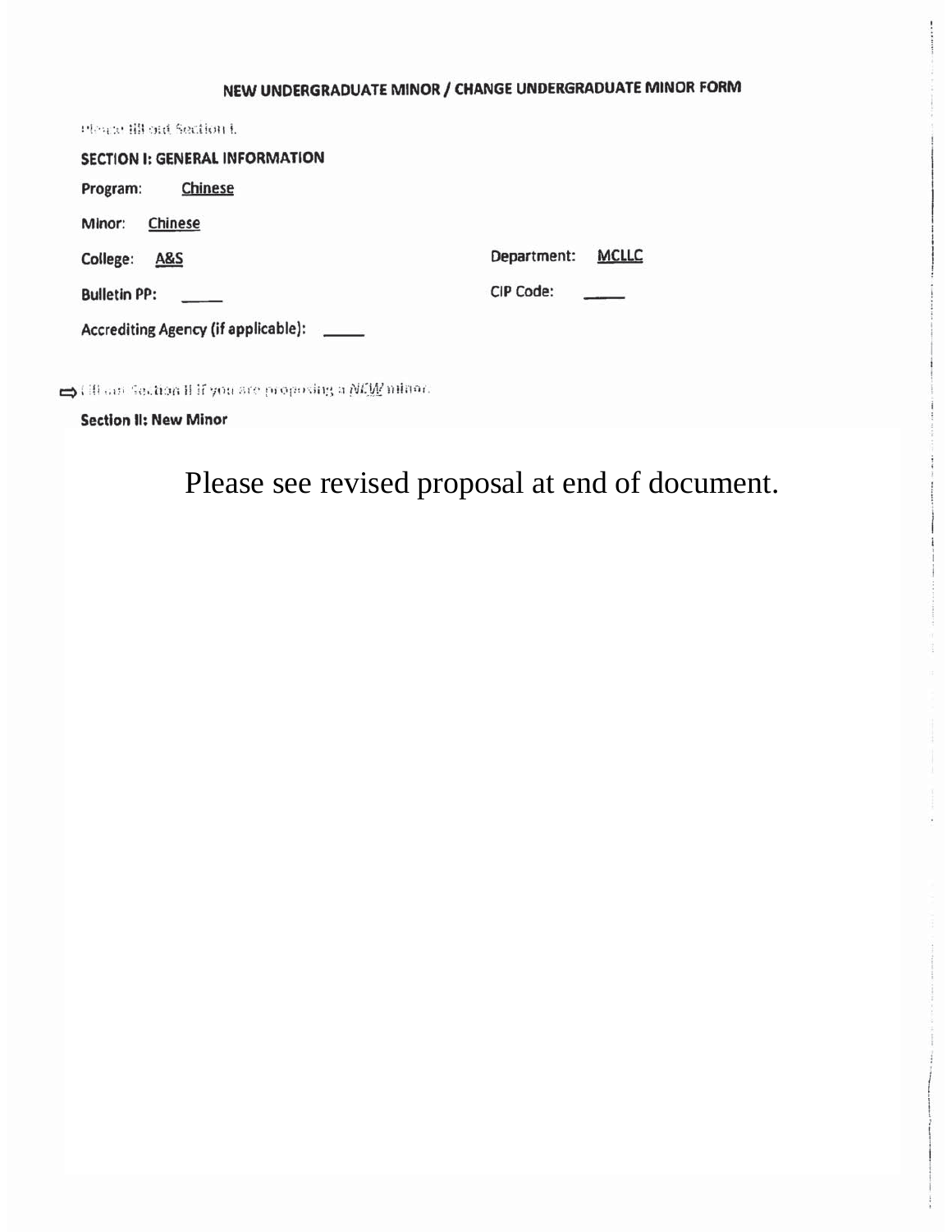# NEW UNDERGRADUATE MINOR / CHANGE UNDERGRADUATE MINOR FORM

Please fill out Section I.

## SECTION I: GENERAL INFORMATION

Program: Chinese

Minor: Chinese

College: A&S

Department: MCLLC

Bulletin PP: _____

CIP Code: _____

Accrediting Agency (if applicable): _____

⇨ Fill out Section II if you are proposing a *NEW* minor.

## Section II: New Minor

Please see revised proposal at end of document.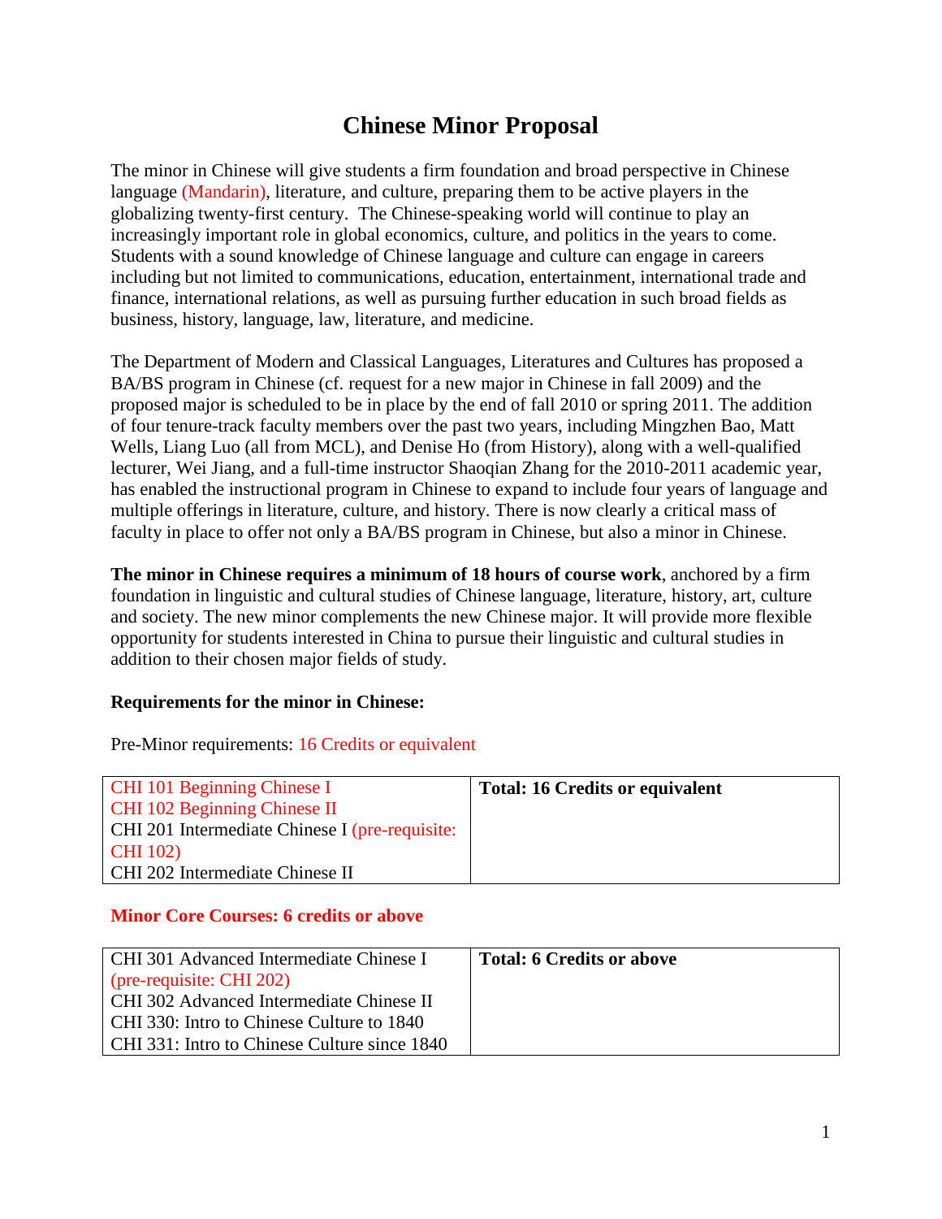# Chinese Minor Proposal

The minor in Chinese will give students a firm foundation and broad perspective in Chinese language (Mandarin), literature, and culture, preparing them to be active players in the globalizing twenty-first century. The Chinese-speaking world will continue to play an increasingly important role in global economics, culture, and politics in the years to come. Students with a sound knowledge of Chinese language and culture can engage in careers including but not limited to communications, education, entertainment, international trade and finance, international relations, as well as pursuing further education in such broad fields as business, history, language, law, literature, and medicine.

The Department of Modern and Classical Languages, Literatures and Cultures has proposed a BA/BS program in Chinese (cf. request for a new major in Chinese in fall 2009) and the proposed major is scheduled to be in place by the end of fall 2010 or spring 2011. The addition of four tenure-track faculty members over the past two years, including Mingzhen Bao, Matt Wells, Liang Luo (all from MCL), and Denise Ho (from History), along with a well-qualified lecturer, Wei Jiang, and a full-time instructor Shaoqian Zhang for the 2010-2011 academic year, has enabled the instructional program in Chinese to expand to include four years of language and multiple offerings in literature, culture, and history. There is now clearly a critical mass of faculty in place to offer not only a BA/BS program in Chinese, but also a minor in Chinese.

**The minor in Chinese requires a minimum of 18 hours of course work**, anchored by a firm foundation in linguistic and cultural studies of Chinese language, literature, history, art, culture and society. The new minor complements the new Chinese major. It will provide more flexible opportunity for students interested in China to pursue their linguistic and cultural studies in addition to their chosen major fields of study.

**Requirements for the minor in Chinese:**

Pre-Minor requirements: 16 Credits or equivalent

| Courses | Total |
|---|---|
| CHI 101 Beginning Chinese I<br>CHI 102 Beginning Chinese II<br>CHI 201 Intermediate Chinese I (pre-requisite: CHI 102)<br>CHI 202 Intermediate Chinese II | **Total: 16 Credits or equivalent** |

**Minor Core Courses: 6 credits or above**

| Courses | Total |
|---|---|
| CHI 301 Advanced Intermediate Chinese I (pre-requisite: CHI 202)<br>CHI 302 Advanced Intermediate Chinese II<br>CHI 330: Intro to Chinese Culture to 1840<br>CHI 331: Intro to Chinese Culture since 1840 | **Total: 6 Credits or above** |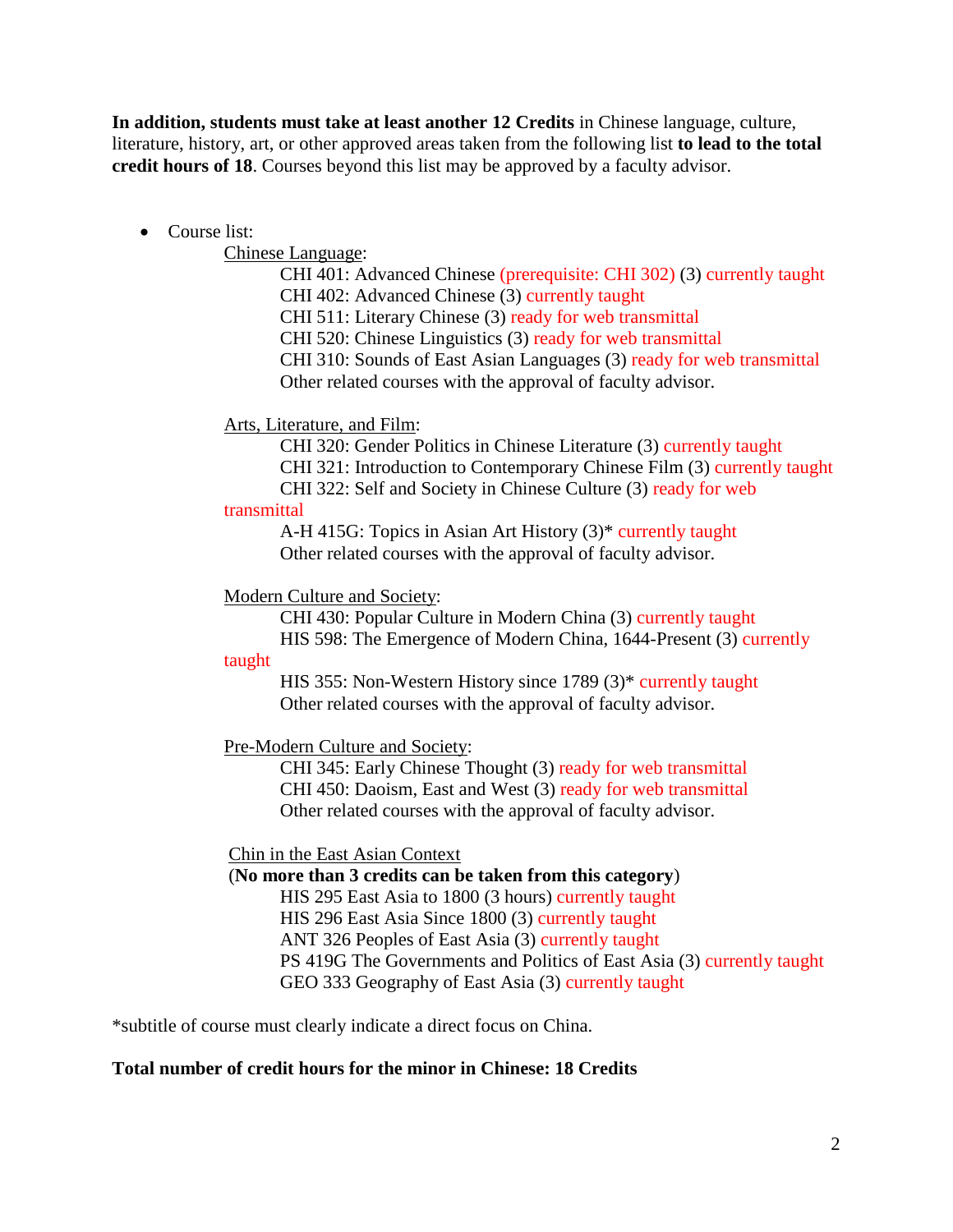**In addition, students must take at least another 12 Credits** in Chinese language, culture, literature, history, art, or other approved areas taken from the following list **to lead to the total credit hours of 18**. Courses beyond this list may be approved by a faculty advisor.

- Course list:

  Chinese Language:

  CHI 401: Advanced Chinese (prerequisite: CHI 302) (3) currently taught
  CHI 402: Advanced Chinese (3) currently taught
  CHI 511: Literary Chinese (3) ready for web transmittal
  CHI 520: Chinese Linguistics (3) ready for web transmittal
  CHI 310: Sounds of East Asian Languages (3) ready for web transmittal
  Other related courses with the approval of faculty advisor.

  Arts, Literature, and Film:

  CHI 320: Gender Politics in Chinese Literature (3) currently taught
  CHI 321: Introduction to Contemporary Chinese Film (3) currently taught
  CHI 322: Self and Society in Chinese Culture (3) ready for web transmittal
  A-H 415G: Topics in Asian Art History (3)* currently taught
  Other related courses with the approval of faculty advisor.

  Modern Culture and Society:

  CHI 430: Popular Culture in Modern China (3) currently taught
  HIS 598: The Emergence of Modern China, 1644-Present (3) currently taught
  HIS 355: Non-Western History since 1789 (3)* currently taught
  Other related courses with the approval of faculty advisor.

  Pre-Modern Culture and Society:

  CHI 345: Early Chinese Thought (3) ready for web transmittal
  CHI 450: Daoism, East and West (3) ready for web transmittal
  Other related courses with the approval of faculty advisor.

  Chin in the East Asian Context
  (**No more than 3 credits can be taken from this category**)

  HIS 295 East Asia to 1800 (3 hours) currently taught
  HIS 296 East Asia Since 1800 (3) currently taught
  ANT 326 Peoples of East Asia (3) currently taught
  PS 419G The Governments and Politics of East Asia (3) currently taught
  GEO 333 Geography of East Asia (3) currently taught

*subtitle of course must clearly indicate a direct focus on China.

**Total number of credit hours for the minor in Chinese: 18 Credits**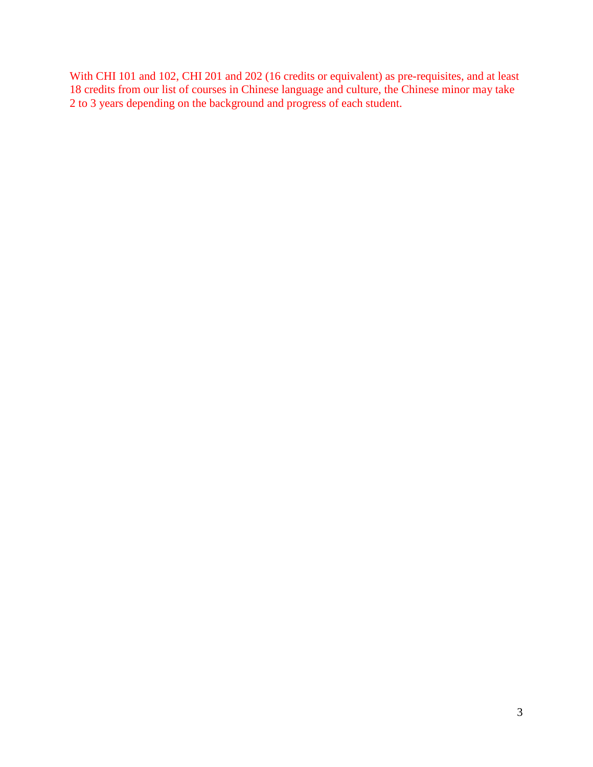With CHI 101 and 102, CHI 201 and 202 (16 credits or equivalent) as pre-requisites, and at least 18 credits from our list of courses in Chinese language and culture, the Chinese minor may take 2 to 3 years depending on the background and progress of each student.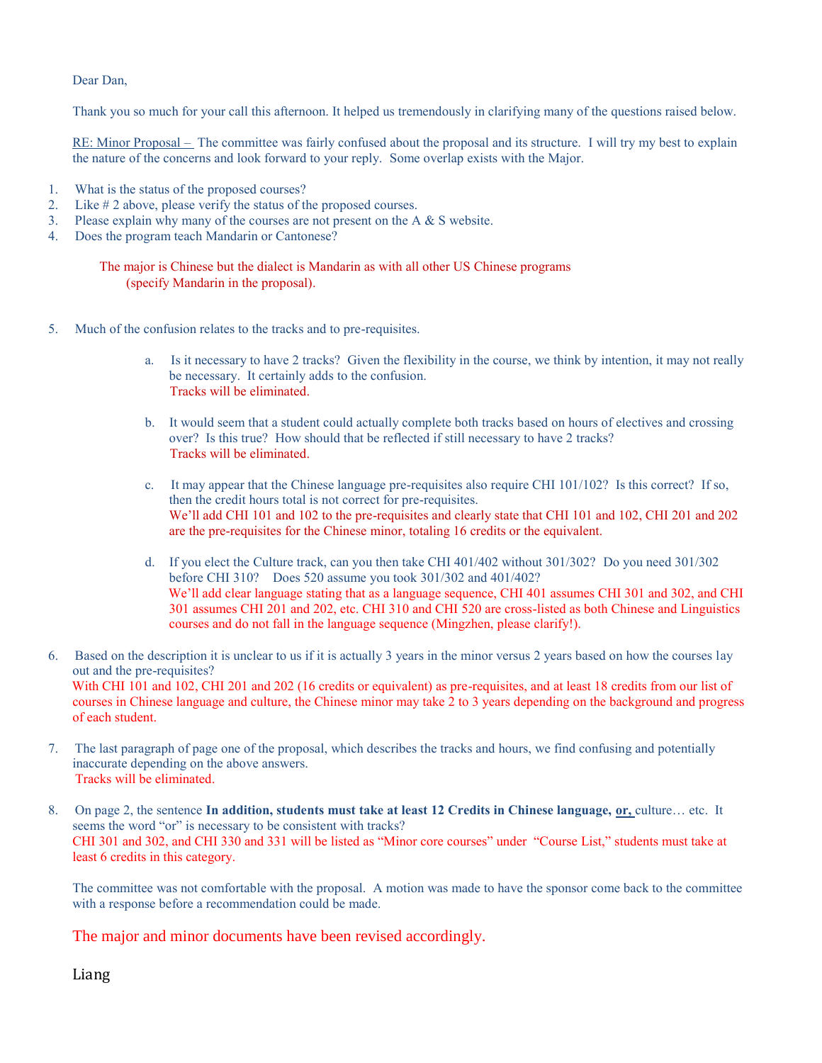Dear Dan,

Thank you so much for your call this afternoon. It helped us tremendously in clarifying many of the questions raised below.

RE: Minor Proposal – The committee was fairly confused about the proposal and its structure. I will try my best to explain the nature of the concerns and look forward to your reply. Some overlap exists with the Major.

1. What is the status of the proposed courses?
2. Like # 2 above, please verify the status of the proposed courses.
3. Please explain why many of the courses are not present on the A & S website.
4. Does the program teach Mandarin or Cantonese?

   The major is Chinese but the dialect is Mandarin as with all other US Chinese programs (specify Mandarin in the proposal).

5. Much of the confusion relates to the tracks and to pre-requisites.

   a. Is it necessary to have 2 tracks? Given the flexibility in the course, we think by intention, it may not really be necessary. It certainly adds to the confusion.
      Tracks will be eliminated.

   b. It would seem that a student could actually complete both tracks based on hours of electives and crossing over? Is this true? How should that be reflected if still necessary to have 2 tracks?
      Tracks will be eliminated.

   c. It may appear that the Chinese language pre-requisites also require CHI 101/102? Is this correct? If so, then the credit hours total is not correct for pre-requisites.
      We'll add CHI 101 and 102 to the pre-requisites and clearly state that CHI 101 and 102, CHI 201 and 202 are the pre-requisites for the Chinese minor, totaling 16 credits or the equivalent.

   d. If you elect the Culture track, can you then take CHI 401/402 without 301/302? Do you need 301/302 before CHI 310? Does 520 assume you took 301/302 and 401/402?
      We'll add clear language stating that as a language sequence, CHI 401 assumes CHI 301 and 302, and CHI 301 assumes CHI 201 and 202, etc. CHI 310 and CHI 520 are cross-listed as both Chinese and Linguistics courses and do not fall in the language sequence (Mingzhen, please clarify!).

6. Based on the description it is unclear to us if it is actually 3 years in the minor versus 2 years based on how the courses lay out and the pre-requisites?
   With CHI 101 and 102, CHI 201 and 202 (16 credits or equivalent) as pre-requisites, and at least 18 credits from our list of courses in Chinese language and culture, the Chinese minor may take 2 to 3 years depending on the background and progress of each student.

7. The last paragraph of page one of the proposal, which describes the tracks and hours, we find confusing and potentially inaccurate depending on the above answers.
   Tracks will be eliminated.

8. On page 2, the sentence **In addition, students must take at least 12 Credits in Chinese language, <u>or,</u>** culture… etc. It seems the word "or" is necessary to be consistent with tracks?
   CHI 301 and 302, and CHI 330 and 331 will be listed as "Minor core courses" under "Course List," students must take at least 6 credits in this category.

The committee was not comfortable with the proposal. A motion was made to have the sponsor come back to the committee with a response before a recommendation could be made.

The major and minor documents have been revised accordingly.

Liang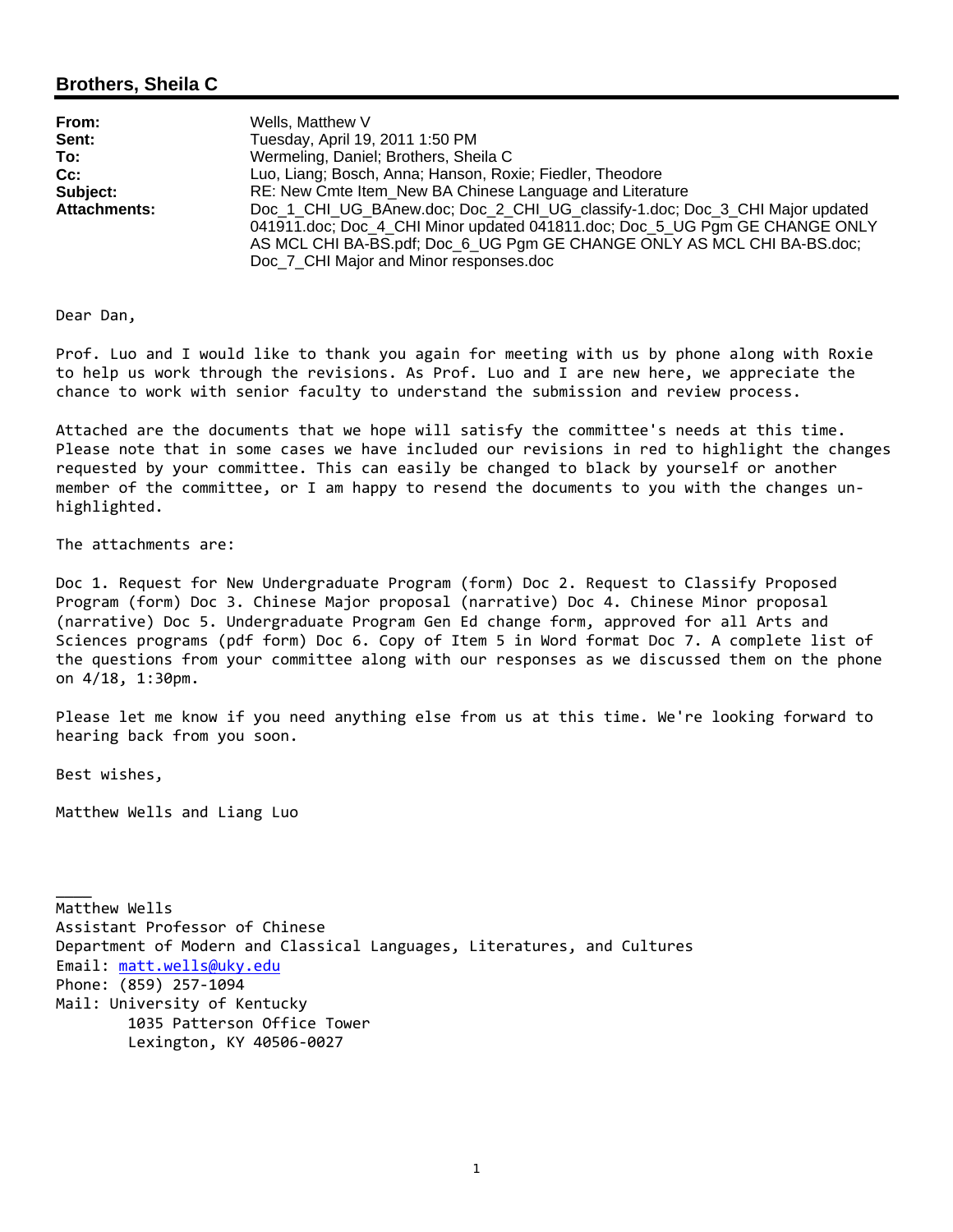## Brothers, Sheila C

| | |
|---|---|
| **From:** | Wells, Matthew V |
| **Sent:** | Tuesday, April 19, 2011 1:50 PM |
| **To:** | Wermeling, Daniel; Brothers, Sheila C |
| **Cc:** | Luo, Liang; Bosch, Anna; Hanson, Roxie; Fiedler, Theodore |
| **Subject:** | RE: New Cmte Item_New BA Chinese Language and Literature |
| **Attachments:** | Doc_1_CHI_UG_BAnew.doc; Doc_2_CHI_UG_classify-1.doc; Doc_3_CHI Major updated 041911.doc; Doc_4_CHI Minor updated 041811.doc; Doc_5_UG Pgm GE CHANGE ONLY AS MCL CHI BA-BS.pdf; Doc_6_UG Pgm GE CHANGE ONLY AS MCL CHI BA-BS.doc; Doc_7_CHI Major and Minor responses.doc |

Dear Dan,

Prof. Luo and I would like to thank you again for meeting with us by phone along with Roxie to help us work through the revisions. As Prof. Luo and I are new here, we appreciate the chance to work with senior faculty to understand the submission and review process.

Attached are the documents that we hope will satisfy the committee's needs at this time. Please note that in some cases we have included our revisions in red to highlight the changes requested by your committee. This can easily be changed to black by yourself or another member of the committee, or I am happy to resend the documents to you with the changes un-highlighted.

The attachments are:

Doc 1. Request for New Undergraduate Program (form) Doc 2. Request to Classify Proposed Program (form) Doc 3. Chinese Major proposal (narrative) Doc 4. Chinese Minor proposal (narrative) Doc 5. Undergraduate Program Gen Ed change form, approved for all Arts and Sciences programs (pdf form) Doc 6. Copy of Item 5 in Word format Doc 7. A complete list of the questions from your committee along with our responses as we discussed them on the phone on 4/18, 1:30pm.

Please let me know if you need anything else from us at this time. We're looking forward to hearing back from you soon.

Best wishes,

Matthew Wells and Liang Luo

____
Matthew Wells
Assistant Professor of Chinese
Department of Modern and Classical Languages, Literatures, and Cultures
Email: matt.wells@uky.edu
Phone: (859) 257-1094
Mail: University of Kentucky
1035 Patterson Office Tower
Lexington, KY 40506-0027